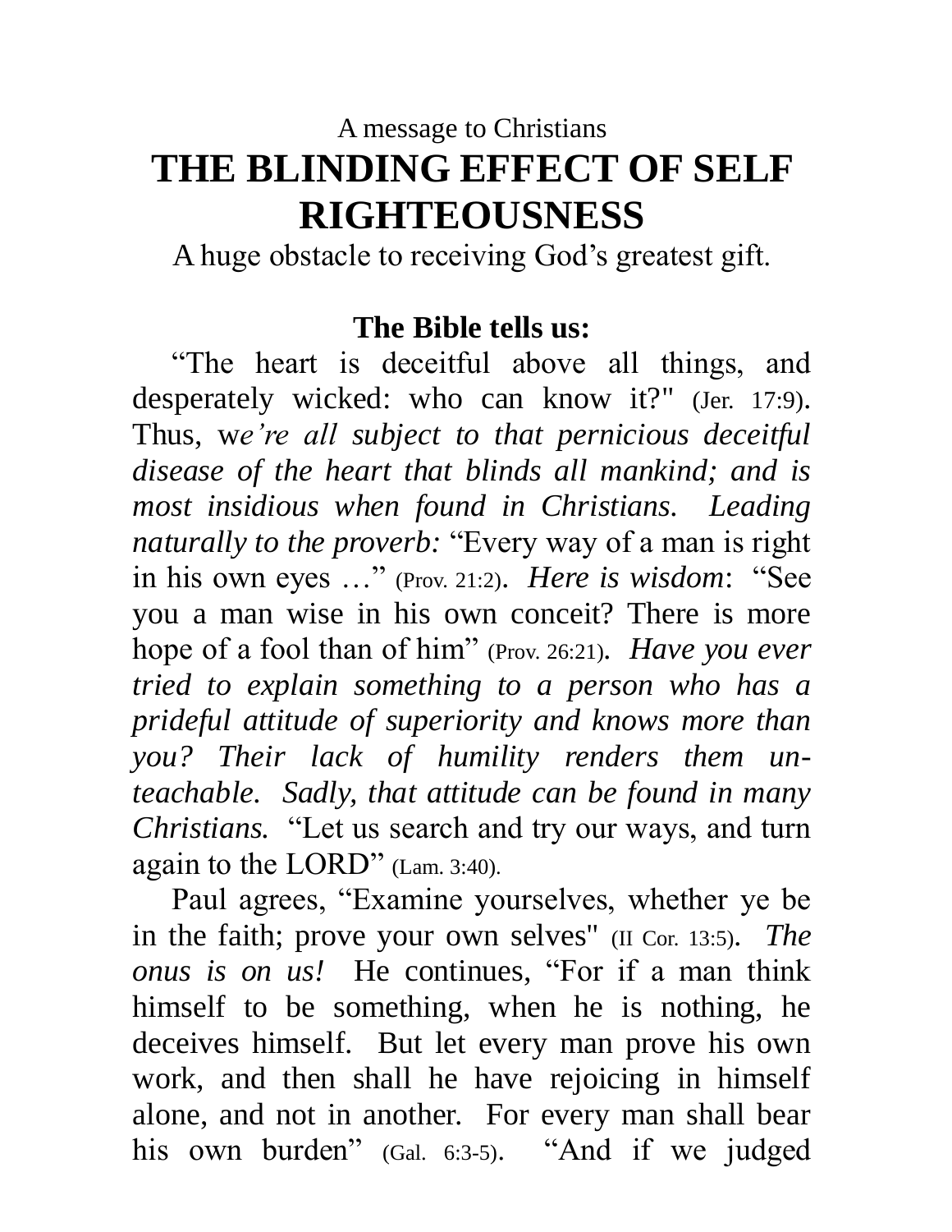A message to Christians

# THE BLINDING EFFECT OF SELF RIGHTEOUSNESS

A huge obstacle to receiving God's greatest gift.

**The Bible tells us:**

"The heart is deceitful above all things, and desperately wicked: who can know it?" (Jer. 17:9). Thus, w*e're all subject to that pernicious deceitful disease of the heart that blinds all mankind; and is most insidious when found in Christians. Leading naturally to the proverb:* "Every way of a man is right in his own eyes …" (Prov. 21:2). *Here is wisdom*: "See you a man wise in his own conceit? There is more hope of a fool than of him" (Prov. 26:21). *Have you ever tried to explain something to a person who has a prideful attitude of superiority and knows more than you? Their lack of humility renders them un-teachable. Sadly, that attitude can be found in many Christians.* "Let us search and try our ways, and turn again to the LORD" (Lam. 3:40).

Paul agrees, "Examine yourselves, whether ye be in the faith; prove your own selves" (II Cor. 13:5). *The onus is on us!* He continues, "For if a man think himself to be something, when he is nothing, he deceives himself. But let every man prove his own work, and then shall he have rejoicing in himself alone, and not in another. For every man shall bear his own burden" (Gal. 6:3-5). "And if we judged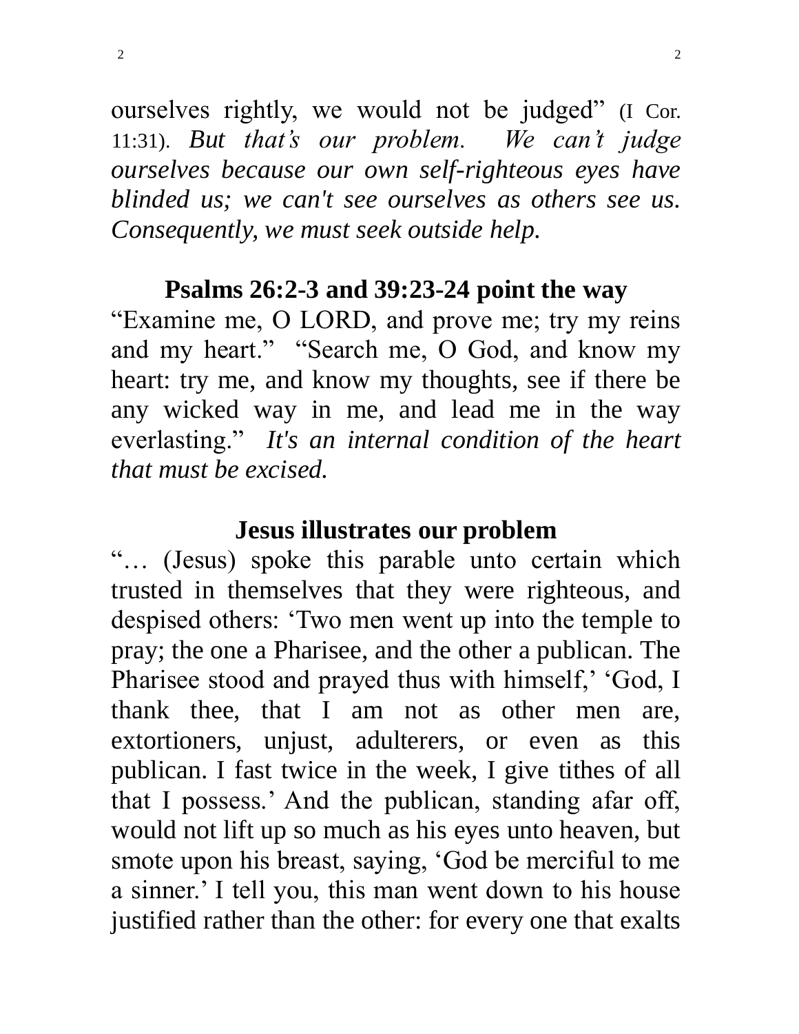ourselves rightly, we would not be judged" (I Cor. 11:31). *But that's our problem. We can't judge ourselves because our own self-righteous eyes have blinded us; we can't see ourselves as others see us. Consequently, we must seek outside help.*

## Psalms 26:2-3 and 39:23-24 point the way

"Examine me, O LORD, and prove me; try my reins and my heart." "Search me, O God, and know my heart: try me, and know my thoughts, see if there be any wicked way in me, and lead me in the way everlasting." *It's an internal condition of the heart that must be excised.*

## Jesus illustrates our problem

"… (Jesus) spoke this parable unto certain which trusted in themselves that they were righteous, and despised others: 'Two men went up into the temple to pray; the one a Pharisee, and the other a publican. The Pharisee stood and prayed thus with himself,' 'God, I thank thee, that I am not as other men are, extortioners, unjust, adulterers, or even as this publican. I fast twice in the week, I give tithes of all that I possess.' And the publican, standing afar off, would not lift up so much as his eyes unto heaven, but smote upon his breast, saying, 'God be merciful to me a sinner.' I tell you, this man went down to his house justified rather than the other: for every one that exalts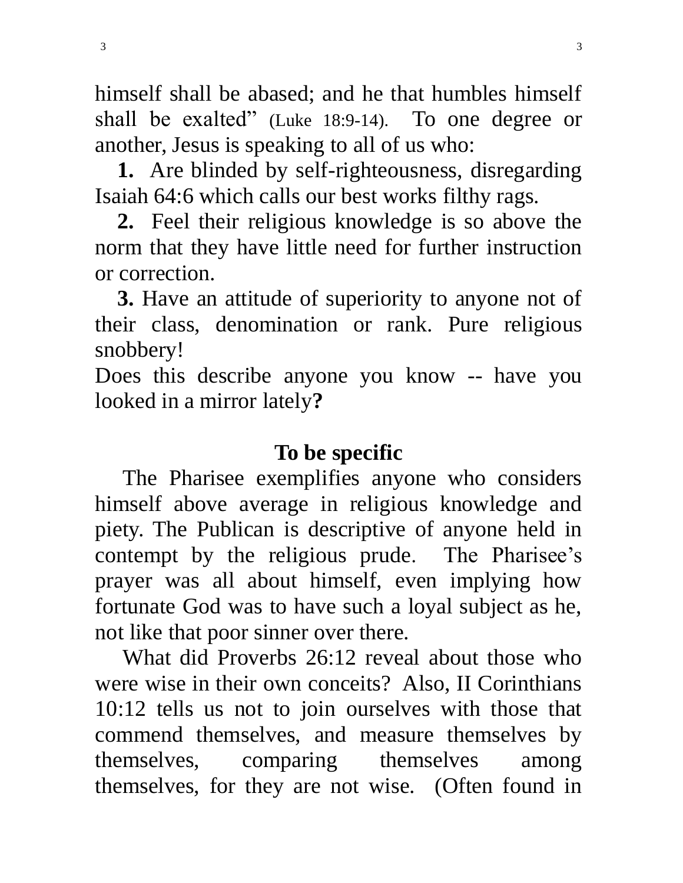himself shall be abased; and he that humbles himself shall be exalted" (Luke 18:9-14). To one degree or another, Jesus is speaking to all of us who:

**1.** Are blinded by self-righteousness, disregarding Isaiah 64:6 which calls our best works filthy rags.

**2.** Feel their religious knowledge is so above the norm that they have little need for further instruction or correction.

**3.** Have an attitude of superiority to anyone not of their class, denomination or rank. Pure religious snobbery!

Does this describe anyone you know -- have you looked in a mirror lately**?**

## To be specific

The Pharisee exemplifies anyone who considers himself above average in religious knowledge and piety. The Publican is descriptive of anyone held in contempt by the religious prude. The Pharisee's prayer was all about himself, even implying how fortunate God was to have such a loyal subject as he, not like that poor sinner over there.

What did Proverbs 26:12 reveal about those who were wise in their own conceits? Also, II Corinthians 10:12 tells us not to join ourselves with those that commend themselves, and measure themselves by themselves, comparing themselves among themselves, for they are not wise. (Often found in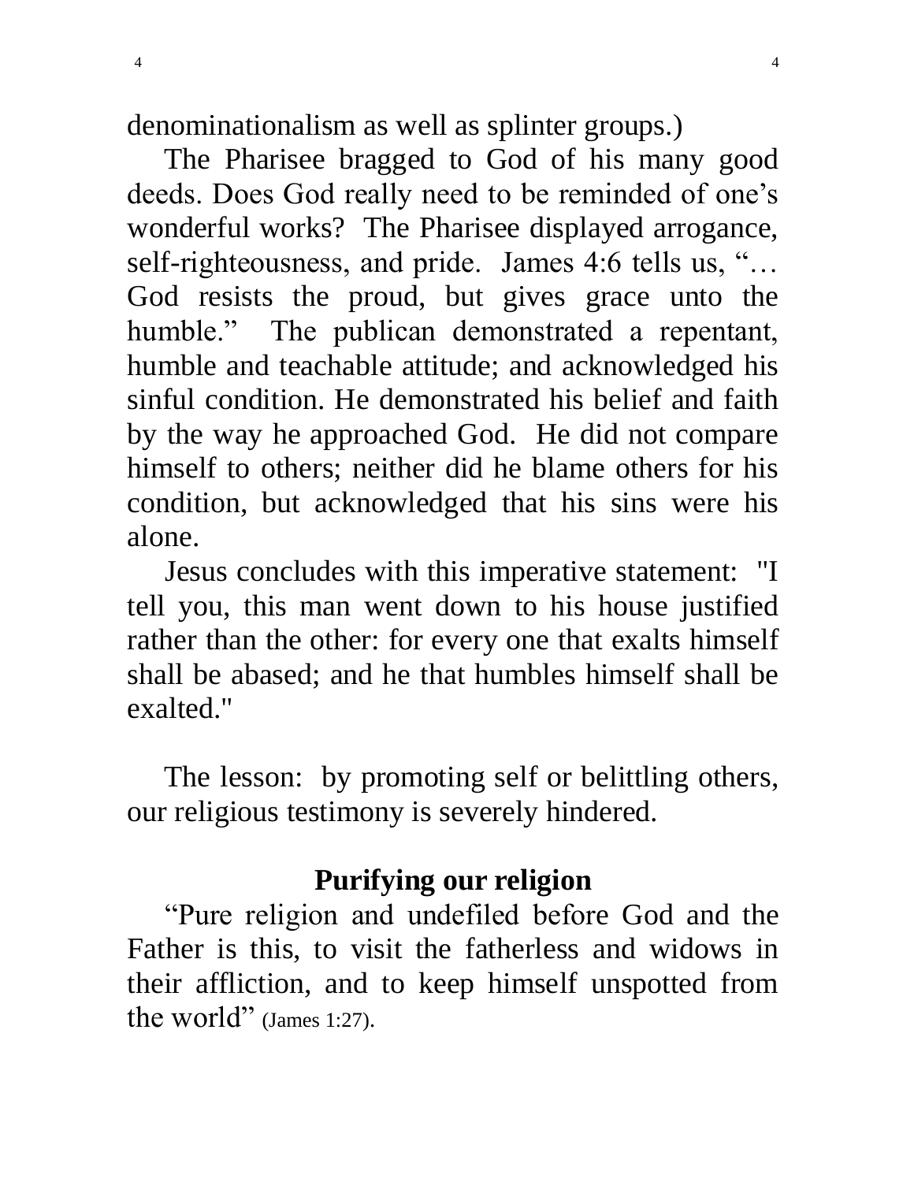denominationalism as well as splinter groups.)

The Pharisee bragged to God of his many good deeds. Does God really need to be reminded of one's wonderful works? The Pharisee displayed arrogance, self-righteousness, and pride. James 4:6 tells us, "… God resists the proud, but gives grace unto the humble." The publican demonstrated a repentant, humble and teachable attitude; and acknowledged his sinful condition. He demonstrated his belief and faith by the way he approached God. He did not compare himself to others; neither did he blame others for his condition, but acknowledged that his sins were his alone.

Jesus concludes with this imperative statement: "I tell you, this man went down to his house justified rather than the other: for every one that exalts himself shall be abased; and he that humbles himself shall be exalted."

The lesson: by promoting self or belittling others, our religious testimony is severely hindered.

## Purifying our religion

"Pure religion and undefiled before God and the Father is this, to visit the fatherless and widows in their affliction, and to keep himself unspotted from the world" (James 1:27).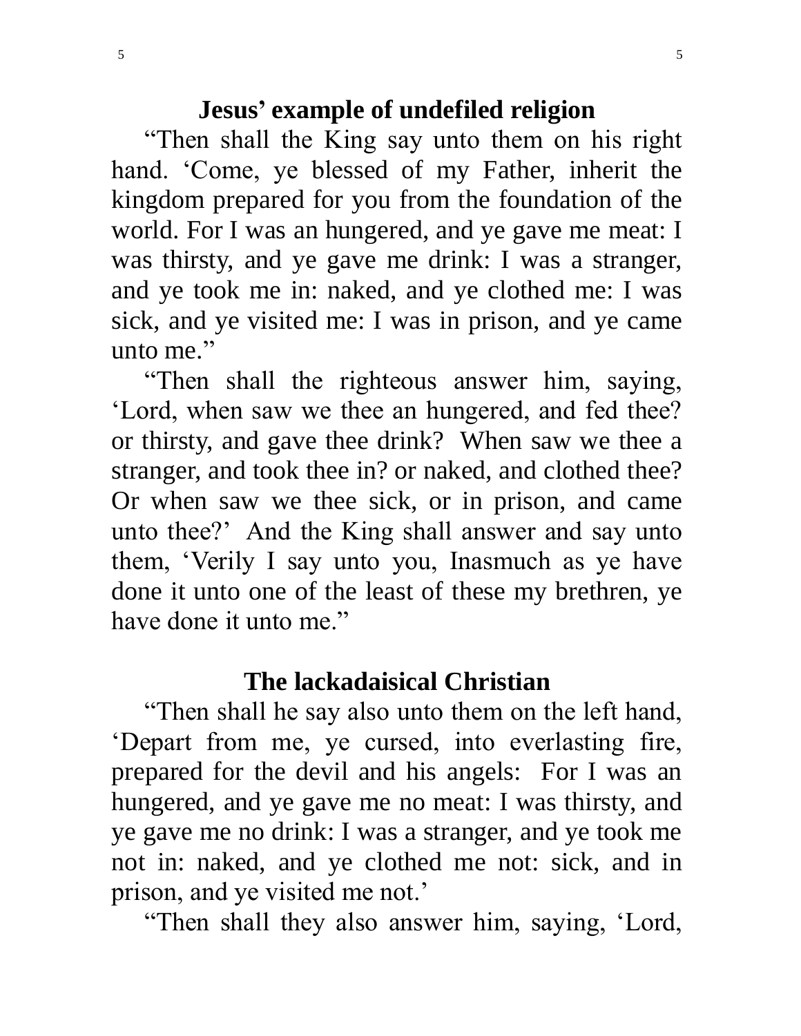## Jesus' example of undefiled religion

"Then shall the King say unto them on his right hand. 'Come, ye blessed of my Father, inherit the kingdom prepared for you from the foundation of the world. For I was an hungered, and ye gave me meat: I was thirsty, and ye gave me drink: I was a stranger, and ye took me in: naked, and ye clothed me: I was sick, and ye visited me: I was in prison, and ye came unto me."

"Then shall the righteous answer him, saying, 'Lord, when saw we thee an hungered, and fed thee? or thirsty, and gave thee drink? When saw we thee a stranger, and took thee in? or naked, and clothed thee? Or when saw we thee sick, or in prison, and came unto thee?' And the King shall answer and say unto them, 'Verily I say unto you, Inasmuch as ye have done it unto one of the least of these my brethren, ye have done it unto me."

## The lackadaisical Christian

"Then shall he say also unto them on the left hand, 'Depart from me, ye cursed, into everlasting fire, prepared for the devil and his angels: For I was an hungered, and ye gave me no meat: I was thirsty, and ye gave me no drink: I was a stranger, and ye took me not in: naked, and ye clothed me not: sick, and in prison, and ye visited me not.'

"Then shall they also answer him, saying, 'Lord,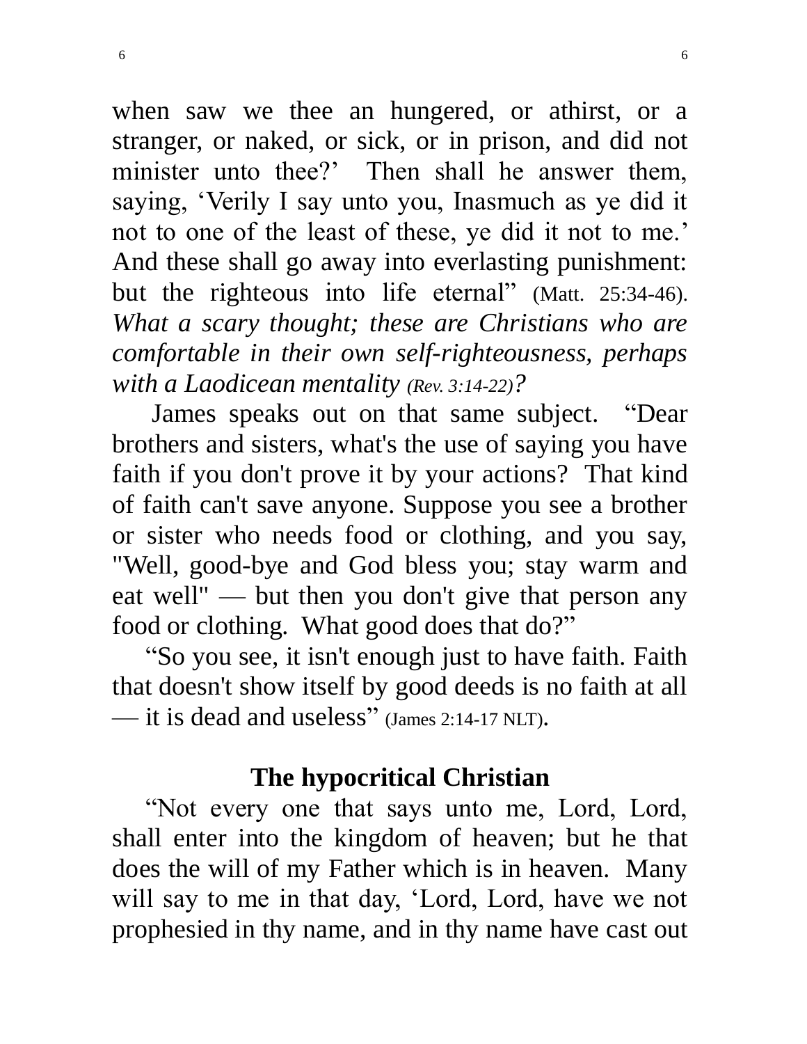when saw we thee an hungered, or athirst, or a stranger, or naked, or sick, or in prison, and did not minister unto thee?' Then shall he answer them, saying, 'Verily I say unto you, Inasmuch as ye did it not to one of the least of these, ye did it not to me.' And these shall go away into everlasting punishment: but the righteous into life eternal" (Matt. 25:34-46). *What a scary thought; these are Christians who are comfortable in their own self-righteousness, perhaps with a Laodicean mentality (Rev. 3:14-22)?*

James speaks out on that same subject. "Dear brothers and sisters, what's the use of saying you have faith if you don't prove it by your actions? That kind of faith can't save anyone. Suppose you see a brother or sister who needs food or clothing, and you say, "Well, good-bye and God bless you; stay warm and eat well" — but then you don't give that person any food or clothing. What good does that do?"

"So you see, it isn't enough just to have faith. Faith that doesn't show itself by good deeds is no faith at all — it is dead and useless" (James 2:14-17 NLT).

## The hypocritical Christian

"Not every one that says unto me, Lord, Lord, shall enter into the kingdom of heaven; but he that does the will of my Father which is in heaven. Many will say to me in that day, 'Lord, Lord, have we not prophesied in thy name, and in thy name have cast out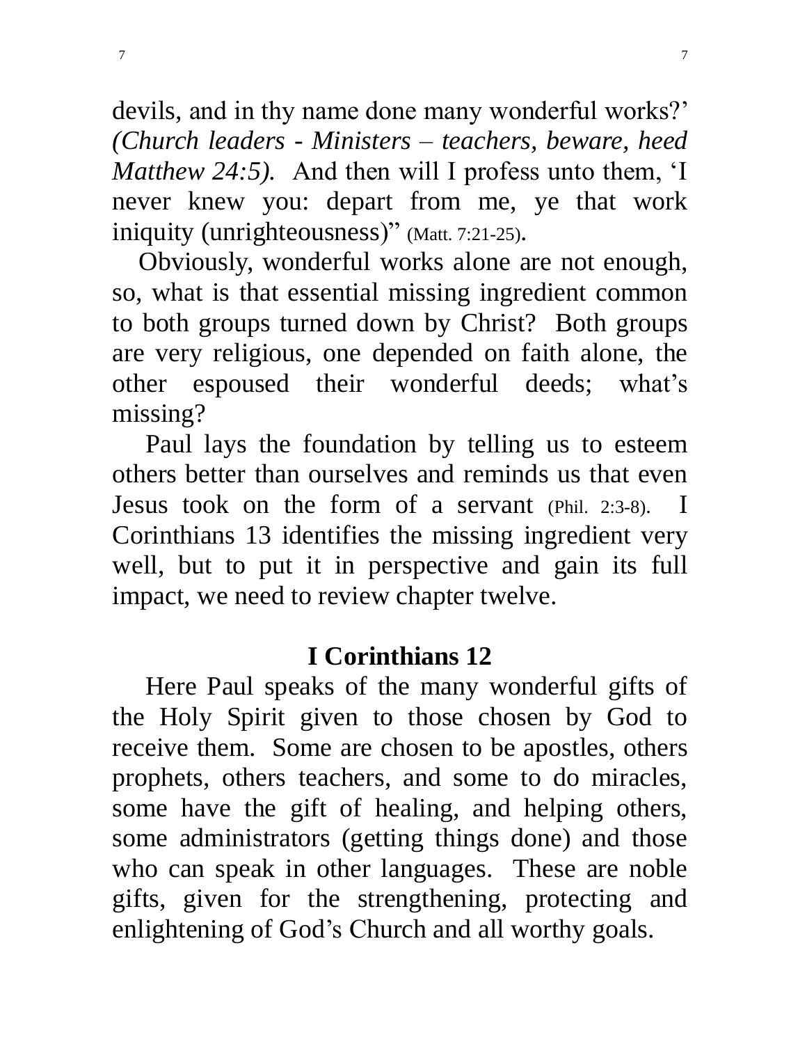devils, and in thy name done many wonderful works?' *(Church leaders - Ministers – teachers, beware, heed Matthew 24:5).* And then will I profess unto them, 'I never knew you: depart from me, ye that work iniquity (unrighteousness)" (Matt. 7:21-25).

Obviously, wonderful works alone are not enough, so, what is that essential missing ingredient common to both groups turned down by Christ? Both groups are very religious, one depended on faith alone, the other espoused their wonderful deeds; what's missing?

Paul lays the foundation by telling us to esteem others better than ourselves and reminds us that even Jesus took on the form of a servant (Phil. 2:3-8). I Corinthians 13 identifies the missing ingredient very well, but to put it in perspective and gain its full impact, we need to review chapter twelve.

## I Corinthians 12

Here Paul speaks of the many wonderful gifts of the Holy Spirit given to those chosen by God to receive them. Some are chosen to be apostles, others prophets, others teachers, and some to do miracles, some have the gift of healing, and helping others, some administrators (getting things done) and those who can speak in other languages. These are noble gifts, given for the strengthening, protecting and enlightening of God's Church and all worthy goals.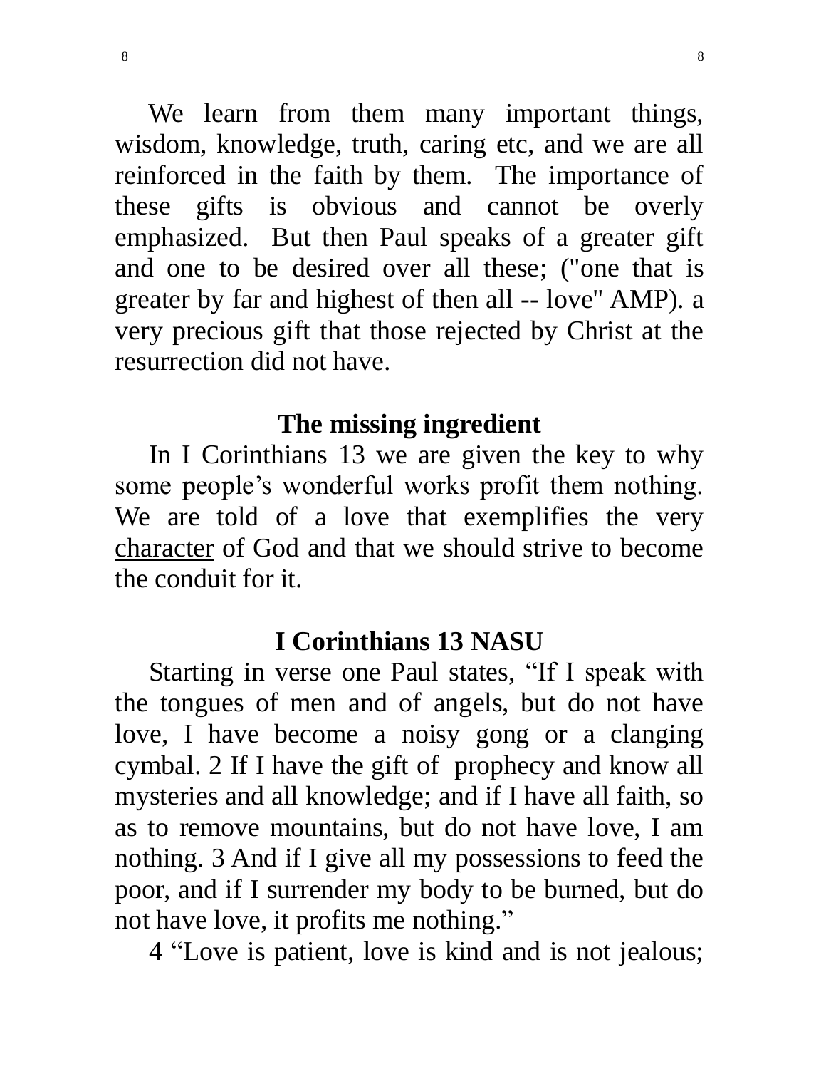We learn from them many important things, wisdom, knowledge, truth, caring etc, and we are all reinforced in the faith by them. The importance of these gifts is obvious and cannot be overly emphasized. But then Paul speaks of a greater gift and one to be desired over all these; ("one that is greater by far and highest of then all -- love" AMP). a very precious gift that those rejected by Christ at the resurrection did not have.

## The missing ingredient

In I Corinthians 13 we are given the key to why some people's wonderful works profit them nothing. We are told of a love that exemplifies the very <u>character</u> of God and that we should strive to become the conduit for it.

## I Corinthians 13 NASU

Starting in verse one Paul states, "If I speak with the tongues of men and of angels, but do not have love, I have become a noisy gong or a clanging cymbal. 2 If I have the gift of prophecy and know all mysteries and all knowledge; and if I have all faith, so as to remove mountains, but do not have love, I am nothing. 3 And if I give all my possessions to feed the poor, and if I surrender my body to be burned, but do not have love, it profits me nothing."

4 "Love is patient, love is kind and is not jealous;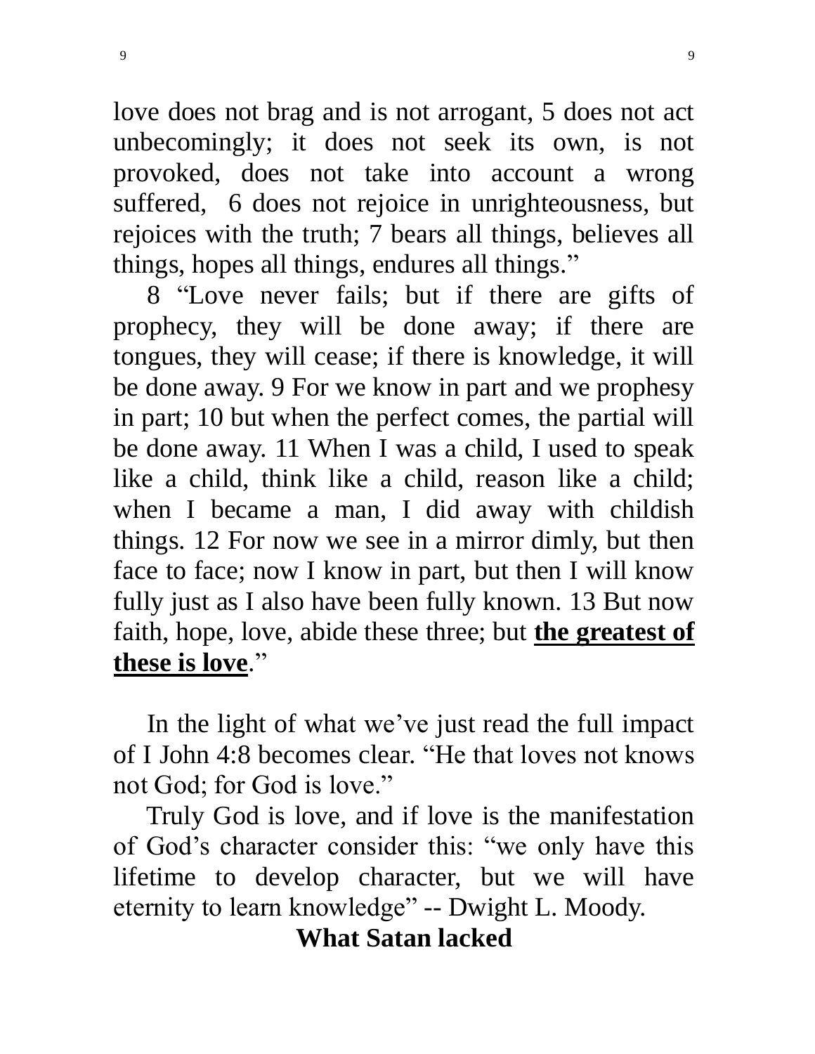love does not brag and is not arrogant, 5 does not act unbecomingly; it does not seek its own, is not provoked, does not take into account a wrong suffered, 6 does not rejoice in unrighteousness, but rejoices with the truth; 7 bears all things, believes all things, hopes all things, endures all things."

8 "Love never fails; but if there are gifts of prophecy, they will be done away; if there are tongues, they will cease; if there is knowledge, it will be done away. 9 For we know in part and we prophesy in part; 10 but when the perfect comes, the partial will be done away. 11 When I was a child, I used to speak like a child, think like a child, reason like a child; when I became a man, I did away with childish things. 12 For now we see in a mirror dimly, but then face to face; now I know in part, but then I will know fully just as I also have been fully known. 13 But now faith, hope, love, abide these three; but **<u>the greatest of these is love</u>**."

In the light of what we've just read the full impact of I John 4:8 becomes clear. "He that loves not knows not God; for God is love."

Truly God is love, and if love is the manifestation of God's character consider this: "we only have this lifetime to develop character, but we will have eternity to learn knowledge" -- Dwight L. Moody.

## What Satan lacked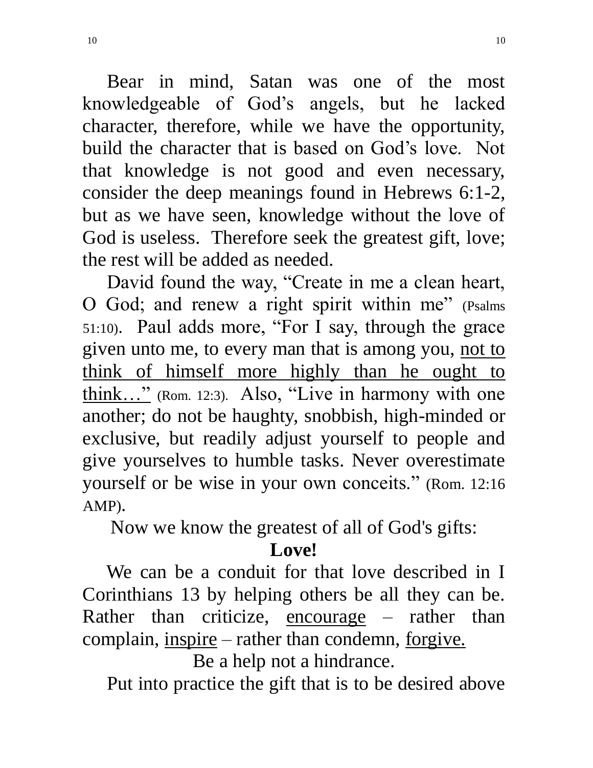Bear in mind, Satan was one of the most knowledgeable of God's angels, but he lacked character, therefore, while we have the opportunity, build the character that is based on God's love. Not that knowledge is not good and even necessary, consider the deep meanings found in Hebrews 6:1-2, but as we have seen, knowledge without the love of God is useless. Therefore seek the greatest gift, love; the rest will be added as needed.

David found the way, "Create in me a clean heart, O God; and renew a right spirit within me" (Psalms 51:10). Paul adds more, "For I say, through the grace given unto me, to every man that is among you, <u>not to think of himself more highly than he ought to think…"</u> (Rom. 12:3). Also, "Live in harmony with one another; do not be haughty, snobbish, high-minded or exclusive, but readily adjust yourself to people and give yourselves to humble tasks. Never overestimate yourself or be wise in your own conceits." (Rom. 12:16 AMP).

Now we know the greatest of all of God's gifts:

**Love!**

We can be a conduit for that love described in I Corinthians 13 by helping others be all they can be. Rather than criticize, <u>encourage</u> – rather than complain, <u>inspire</u> – rather than condemn, <u>forgive.</u>

Be a help not a hindrance.

Put into practice the gift that is to be desired above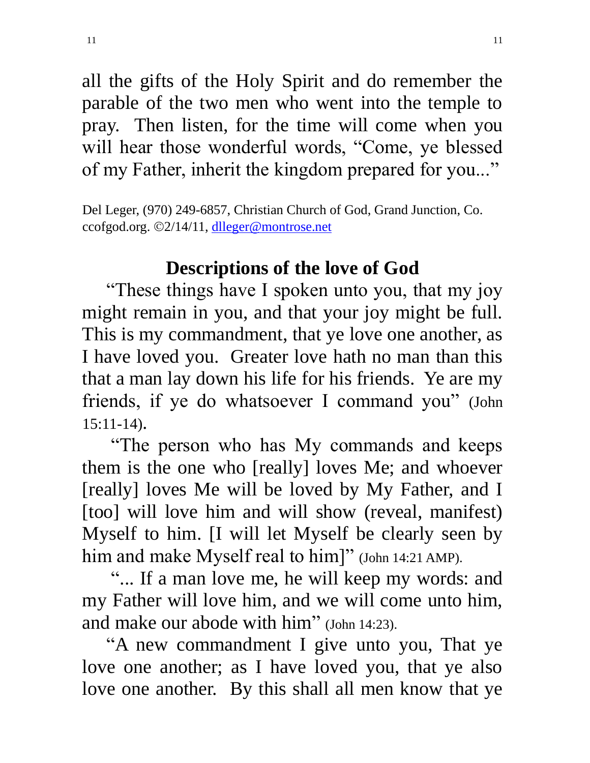all the gifts of the Holy Spirit and do remember the parable of the two men who went into the temple to pray. Then listen, for the time will come when you will hear those wonderful words, "Come, ye blessed of my Father, inherit the kingdom prepared for you..."

Del Leger, (970) 249-6857, Christian Church of God, Grand Junction, Co. ccofgod.org. ©2/14/11, dlleger@montrose.net

## Descriptions of the love of God

"These things have I spoken unto you, that my joy might remain in you, and that your joy might be full. This is my commandment, that ye love one another, as I have loved you. Greater love hath no man than this that a man lay down his life for his friends. Ye are my friends, if ye do whatsoever I command you" (John 15:11-14).

"The person who has My commands and keeps them is the one who [really] loves Me; and whoever [really] loves Me will be loved by My Father, and I [too] will love him and will show (reveal, manifest) Myself to him. [I will let Myself be clearly seen by him and make Myself real to him]" (John 14:21 AMP).

"... If a man love me, he will keep my words: and my Father will love him, and we will come unto him, and make our abode with him" (John 14:23).

"A new commandment I give unto you, That ye love one another; as I have loved you, that ye also love one another. By this shall all men know that ye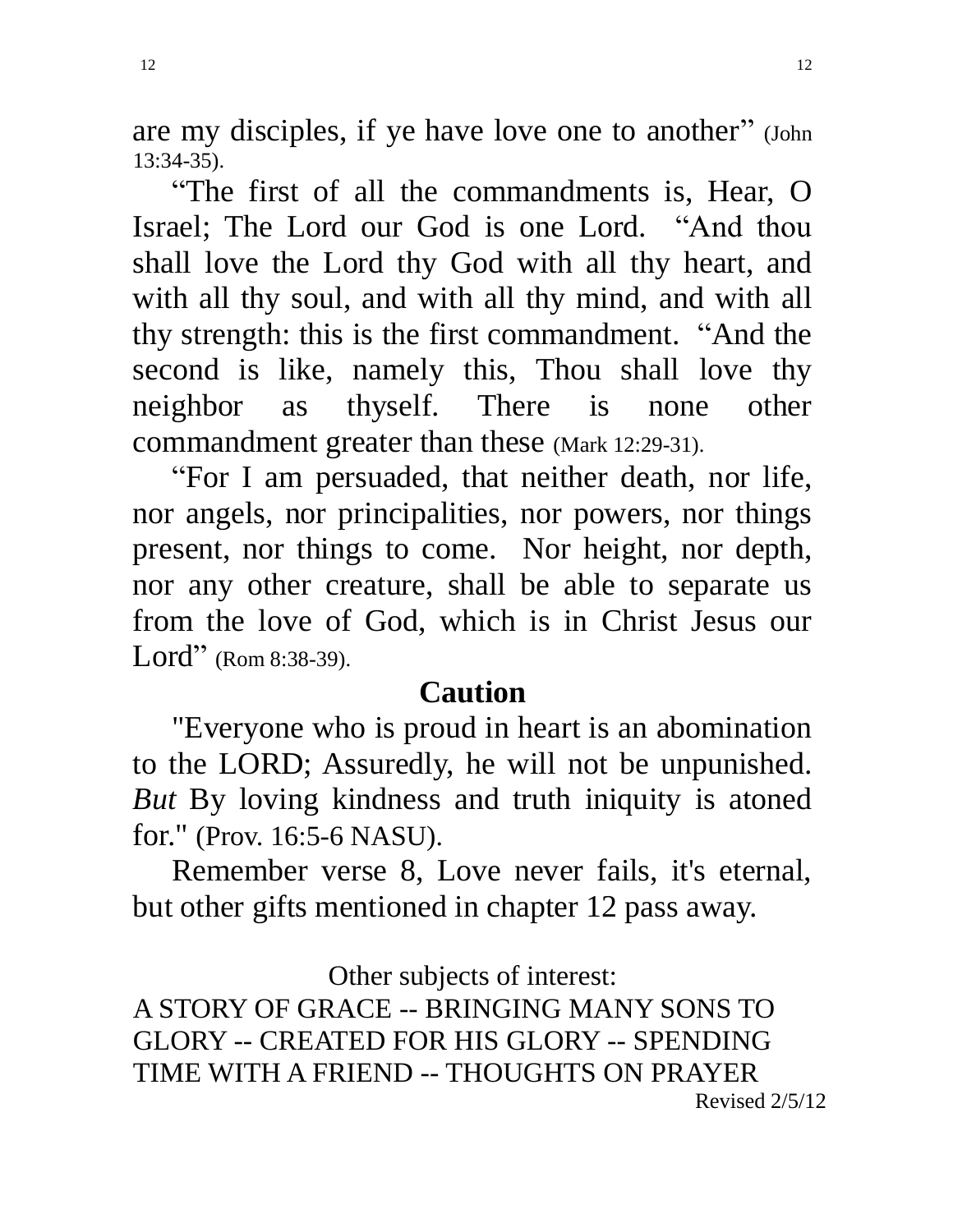are my disciples, if ye have love one to another" (John 13:34-35).

"The first of all the commandments is, Hear, O Israel; The Lord our God is one Lord. "And thou shall love the Lord thy God with all thy heart, and with all thy soul, and with all thy mind, and with all thy strength: this is the first commandment. "And the second is like, namely this, Thou shall love thy neighbor as thyself. There is none other commandment greater than these (Mark 12:29-31).

"For I am persuaded, that neither death, nor life, nor angels, nor principalities, nor powers, nor things present, nor things to come. Nor height, nor depth, nor any other creature, shall be able to separate us from the love of God, which is in Christ Jesus our Lord" (Rom 8:38-39).

## Caution

"Everyone who is proud in heart is an abomination to the LORD; Assuredly, he will not be unpunished. *But* By loving kindness and truth iniquity is atoned for." (Prov. 16:5-6 NASU).

Remember verse 8, Love never fails, it's eternal, but other gifts mentioned in chapter 12 pass away.

Other subjects of interest:

A STORY OF GRACE -- BRINGING MANY SONS TO GLORY -- CREATED FOR HIS GLORY -- SPENDING TIME WITH A FRIEND -- THOUGHTS ON PRAYER

Revised 2/5/12